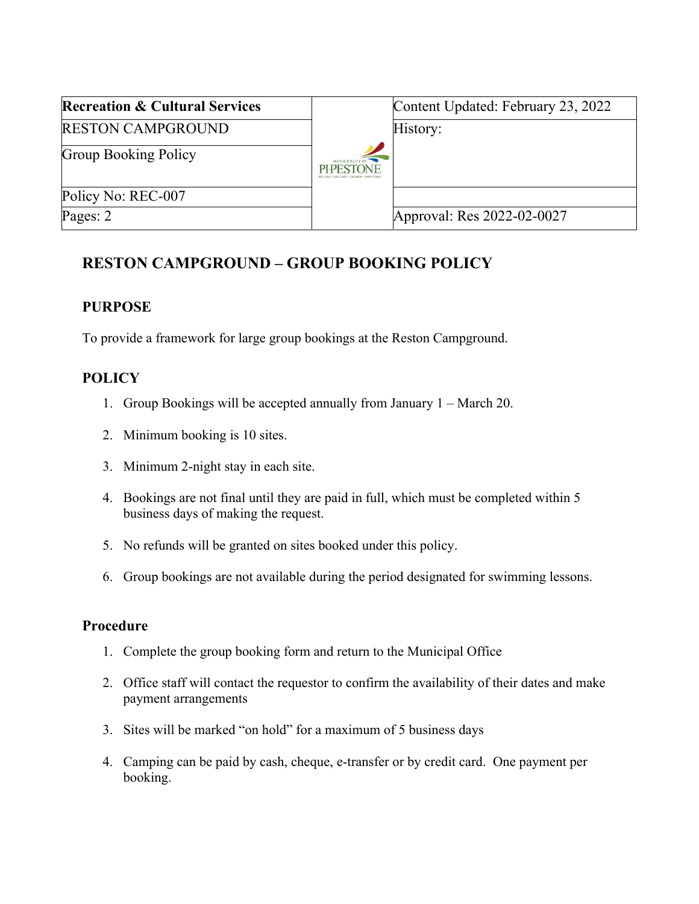| **Recreation & Cultural Services** | | Content Updated: February 23, 2022 |
|---|---|---|
| RESTON CAMPGROUND | | History: |
| Group Booking Policy | | |
| Policy No: REC-007 | | |
| Pages: 2 | | Approval: Res 2022-02-0027 |

# RESTON CAMPGROUND – GROUP BOOKING POLICY

## PURPOSE

To provide a framework for large group bookings at the Reston Campground.

## POLICY

1. Group Bookings will be accepted annually from January 1 – March 20.
2. Minimum booking is 10 sites.
3. Minimum 2-night stay in each site.
4. Bookings are not final until they are paid in full, which must be completed within 5 business days of making the request.
5. No refunds will be granted on sites booked under this policy.
6. Group bookings are not available during the period designated for swimming lessons.

## Procedure

1. Complete the group booking form and return to the Municipal Office
2. Office staff will contact the requestor to confirm the availability of their dates and make payment arrangements
3. Sites will be marked "on hold" for a maximum of 5 business days
4. Camping can be paid by cash, cheque, e-transfer or by credit card. One payment per booking.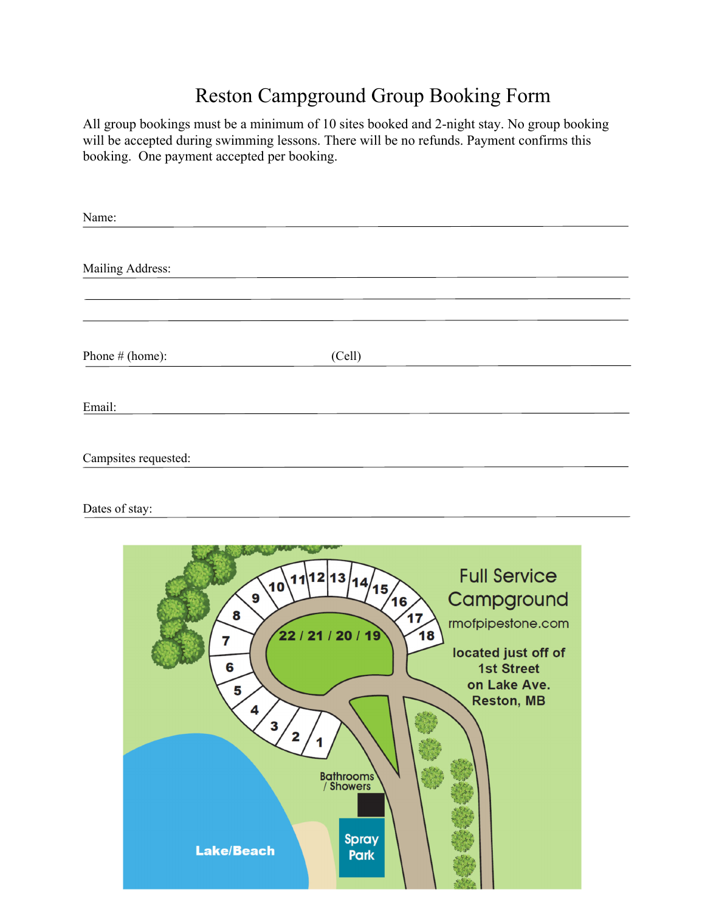# Reston Campground Group Booking Form

All group bookings must be a minimum of 10 sites booked and 2-night stay. No group booking will be accepted during swimming lessons. There will be no refunds. Payment confirms this booking. One payment accepted per booking.

Name: ___________________________________________________________

Mailing Address: ___________________________________________________

_________________________________________________________________

_________________________________________________________________

Phone # (home): ______________________ (Cell) ______________________

Email: ___________________________________________________________

Campsites requested: ______________________________________________

Dates of stay: ______________________________________________________

Full Service Campground

rmofpipestone.com

located just off of 1st Street on Lake Ave. Reston, MB

1 2 3 4 5 6 7 8 9 10 11 12 13 14 15 16 17 18

22 / 21 / 20 / 19

Bathrooms / Showers

Spray Park

Lake/Beach